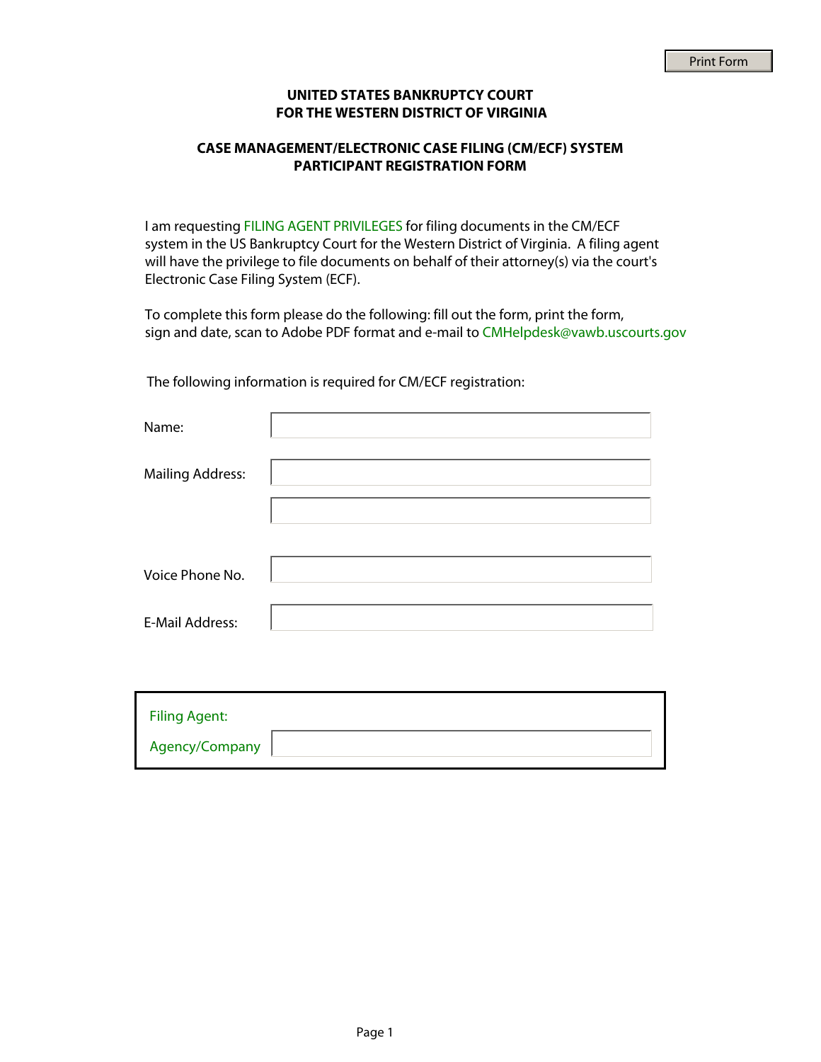**UNITED STATES BANKRUPTCY COURT**
**FOR THE WESTERN DISTRICT OF VIRGINIA**

**CASE MANAGEMENT/ELECTRONIC CASE FILING (CM/ECF) SYSTEM**
**PARTICIPANT REGISTRATION FORM**

I am requesting FILING AGENT PRIVILEGES for filing documents in the CM/ECF system in the US Bankruptcy Court for the Western District of Virginia. A filing agent will have the privilege to file documents on behalf of their attorney(s) via the court's Electronic Case Filing System (ECF).

To complete this form please do the following: fill out the form, print the form, sign and date, scan to Adobe PDF format and e-mail to CMHelpdesk@vawb.uscourts.gov

The following information is required for CM/ECF registration:

Name: ____________________

Mailing Address: ____________________

____________________

Voice Phone No. ____________________

E-Mail Address: ____________________

Filing Agent:

Agency/Company ____________________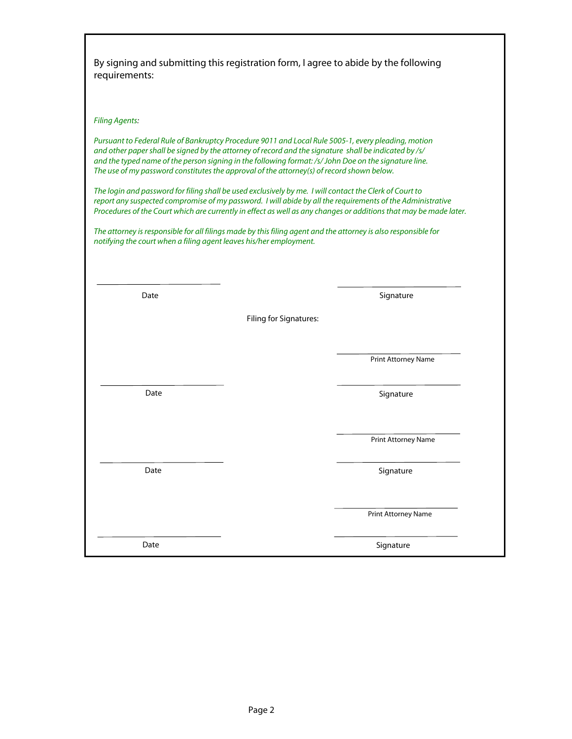By signing and submitting this registration form, I agree to abide by the following requirements:

*Filing Agents:*

*Pursuant to Federal Rule of Bankruptcy Procedure 9011 and Local Rule 5005-1, every pleading, motion and other paper shall be signed by the attorney of record and the signature shall be indicated by /s/ and the typed name of the person signing in the following format: /s/ John Doe on the signature line. The use of my password constitutes the approval of the attorney(s) of record shown below.*

*The login and password for filing shall be used exclusively by me. I will contact the Clerk of Court to report any suspected compromise of my password. I will abide by all the requirements of the Administrative Procedures of the Court which are currently in effect as well as any changes or additions that may be made later.*

*The attorney is responsible for all filings made by this filing agent and the attorney is also responsible for notifying the court when a filing agent leaves his/her employment.*

| | |
|---|---|
| ______________________ | ______________________ |
| Date | Signature |

Filing for Signatures:

| | |
|---|---|
| | ______________________ |
| | Print Attorney Name |
| ______________________ | ______________________ |
| Date | Signature |
| | ______________________ |
| | Print Attorney Name |
| ______________________ | ______________________ |
| Date | Signature |
| | ______________________ |
| | Print Attorney Name |
| ______________________ | ______________________ |
| Date | Signature |